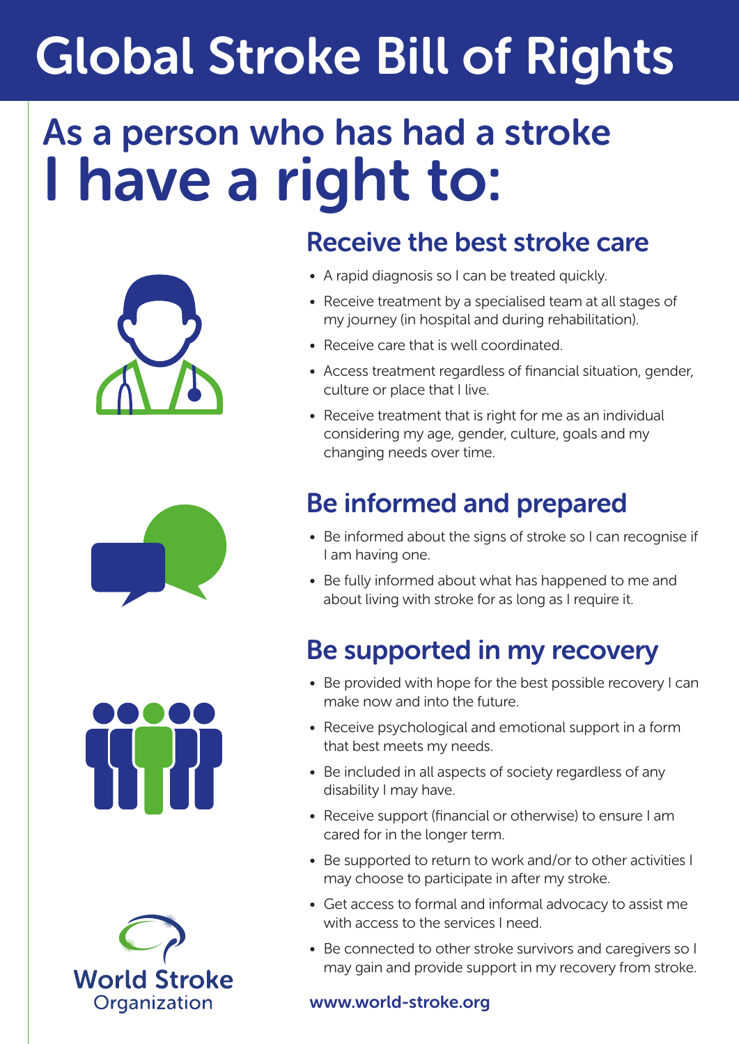# Global Stroke Bill of Rights

## As a person who has had a stroke I have a right to:

### Receive the best stroke care

- A rapid diagnosis so I can be treated quickly.
- Receive treatment by a specialised team at all stages of my journey (in hospital and during rehabilitation).
- Receive care that is well coordinated.
- Access treatment regardless of financial situation, gender, culture or place that I live.
- Receive treatment that is right for me as an individual considering my age, gender, culture, goals and my changing needs over time.

### Be informed and prepared

- Be informed about the signs of stroke so I can recognise if I am having one.
- Be fully informed about what has happened to me and about living with stroke for as long as I require it.

### Be supported in my recovery

- Be provided with hope for the best possible recovery I can make now and into the future.
- Receive psychological and emotional support in a form that best meets my needs.
- Be included in all aspects of society regardless of any disability I may have.
- Receive support (financial or otherwise) to ensure I am cared for in the longer term.
- Be supported to return to work and/or to other activities I may choose to participate in after my stroke.
- Get access to formal and informal advocacy to assist me with access to the services I need.
- Be connected to other stroke survivors and caregivers so I may gain and provide support in my recovery from stroke.

World Stroke Organization

www.world-stroke.org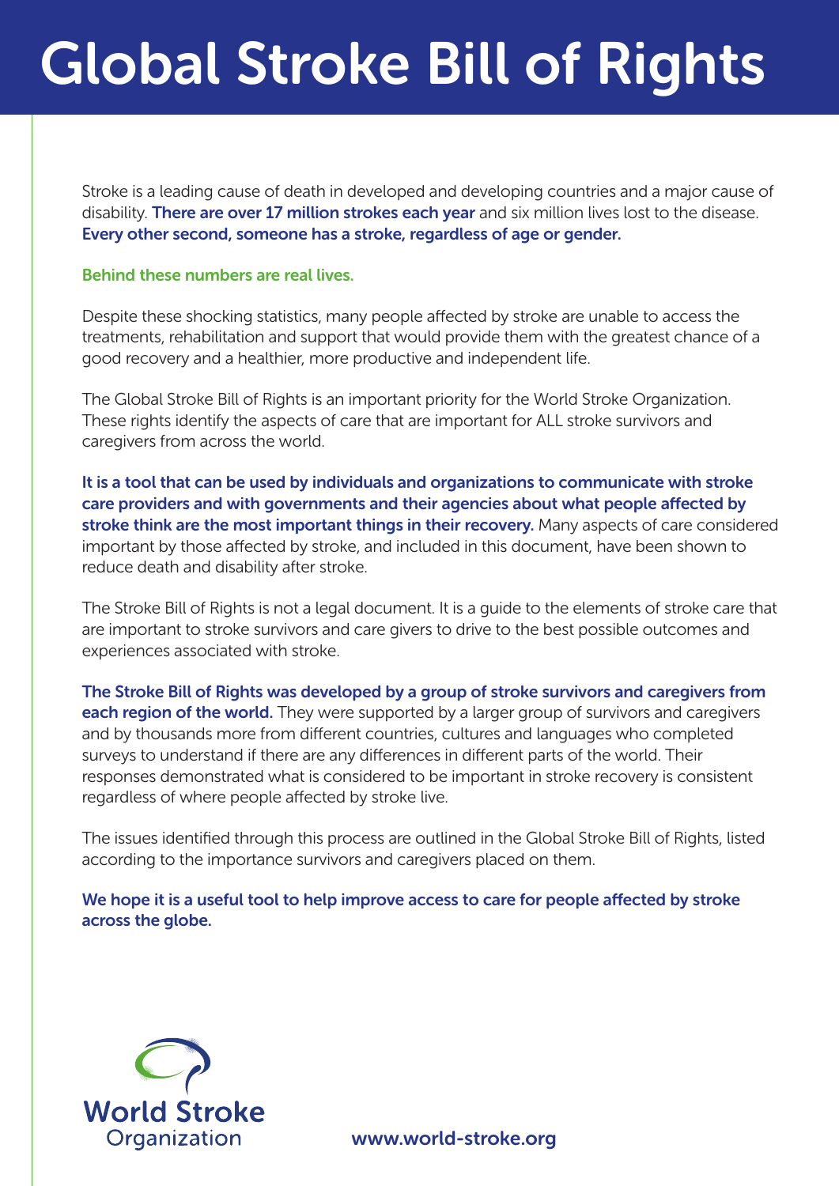# Global Stroke Bill of Rights

Stroke is a leading cause of death in developed and developing countries and a major cause of disability. **There are over 17 million strokes each year** and six million lives lost to the disease. **Every other second, someone has a stroke, regardless of age or gender.**

**Behind these numbers are real lives.**

Despite these shocking statistics, many people affected by stroke are unable to access the treatments, rehabilitation and support that would provide them with the greatest chance of a good recovery and a healthier, more productive and independent life.

The Global Stroke Bill of Rights is an important priority for the World Stroke Organization. These rights identify the aspects of care that are important for ALL stroke survivors and caregivers from across the world.

**It is a tool that can be used by individuals and organizations to communicate with stroke care providers and with governments and their agencies about what people affected by stroke think are the most important things in their recovery.** Many aspects of care considered important by those affected by stroke, and included in this document, have been shown to reduce death and disability after stroke.

The Stroke Bill of Rights is not a legal document. It is a guide to the elements of stroke care that are important to stroke survivors and care givers to drive to the best possible outcomes and experiences associated with stroke.

**The Stroke Bill of Rights was developed by a group of stroke survivors and caregivers from each region of the world.** They were supported by a larger group of survivors and caregivers and by thousands more from different countries, cultures and languages who completed surveys to understand if there are any differences in different parts of the world. Their responses demonstrated what is considered to be important in stroke recovery is consistent regardless of where people affected by stroke live.

The issues identified through this process are outlined in the Global Stroke Bill of Rights, listed according to the importance survivors and caregivers placed on them.

**We hope it is a useful tool to help improve access to care for people affected by stroke across the globe.**

World Stroke Organization

www.world-stroke.org